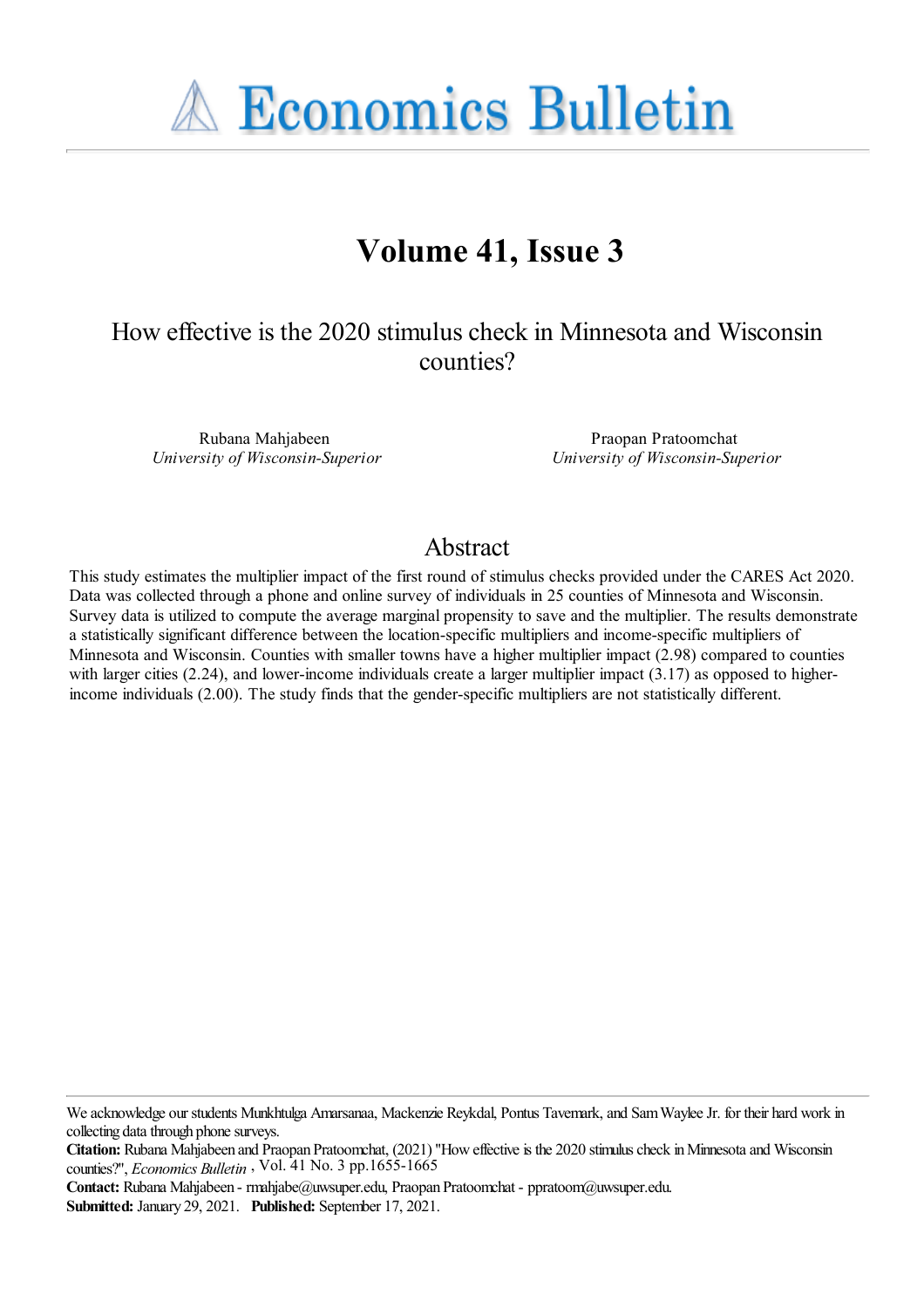# Economics Bulletin

## Volume 41, Issue 3

How effective is the 2020 stimulus check in Minnesota and Wisconsin counties?

Rubana Mahjabeen
*University of Wisconsin-Superior*

Praopan Pratoomchat
*University of Wisconsin-Superior*

## Abstract

This study estimates the multiplier impact of the first round of stimulus checks provided under the CARES Act 2020. Data was collected through a phone and online survey of individuals in 25 counties of Minnesota and Wisconsin. Survey data is utilized to compute the average marginal propensity to save and the multiplier. The results demonstrate a statistically significant difference between the location-specific multipliers and income-specific multipliers of Minnesota and Wisconsin. Counties with smaller towns have a higher multiplier impact (2.98) compared to counties with larger cities (2.24), and lower-income individuals create a larger multiplier impact (3.17) as opposed to higher-income individuals (2.00). The study finds that the gender-specific multipliers are not statistically different.

We acknowledge our students Munkhtulga Amarsanaa, Mackenzie Reykdal, Pontus Tavemark, and Sam Waylee Jr. for their hard work in collecting data through phone surveys.

**Citation:** Rubana Mahjabeen and Praopan Pratoomchat, (2021) "How effective is the 2020 stimulus check in Minnesota and Wisconsin counties?", *Economics Bulletin*, Vol. 41 No. 3 pp.1655-1665

**Contact:** Rubana Mahjabeen - rmahjabe@uwsuper.edu, Praopan Pratoomchat - ppratoom@uwsuper.edu.

**Submitted:** January 29, 2021. **Published:** September 17, 2021.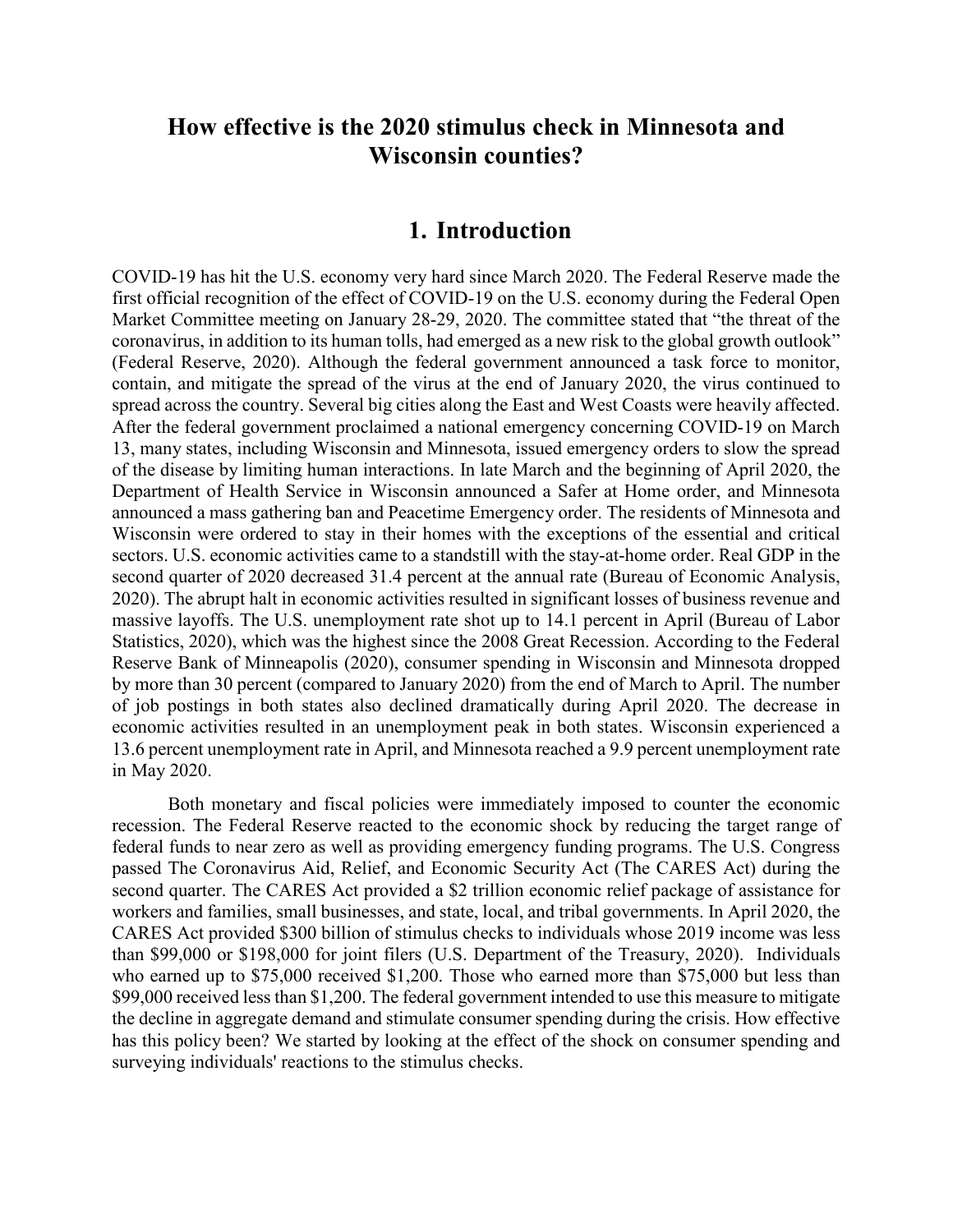# How effective is the 2020 stimulus check in Minnesota and Wisconsin counties?

## 1. Introduction

COVID-19 has hit the U.S. economy very hard since March 2020. The Federal Reserve made the first official recognition of the effect of COVID-19 on the U.S. economy during the Federal Open Market Committee meeting on January 28-29, 2020. The committee stated that "the threat of the coronavirus, in addition to its human tolls, had emerged as a new risk to the global growth outlook" (Federal Reserve, 2020). Although the federal government announced a task force to monitor, contain, and mitigate the spread of the virus at the end of January 2020, the virus continued to spread across the country. Several big cities along the East and West Coasts were heavily affected. After the federal government proclaimed a national emergency concerning COVID-19 on March 13, many states, including Wisconsin and Minnesota, issued emergency orders to slow the spread of the disease by limiting human interactions. In late March and the beginning of April 2020, the Department of Health Service in Wisconsin announced a Safer at Home order, and Minnesota announced a mass gathering ban and Peacetime Emergency order. The residents of Minnesota and Wisconsin were ordered to stay in their homes with the exceptions of the essential and critical sectors. U.S. economic activities came to a standstill with the stay-at-home order. Real GDP in the second quarter of 2020 decreased 31.4 percent at the annual rate (Bureau of Economic Analysis, 2020). The abrupt halt in economic activities resulted in significant losses of business revenue and massive layoffs. The U.S. unemployment rate shot up to 14.1 percent in April (Bureau of Labor Statistics, 2020), which was the highest since the 2008 Great Recession. According to the Federal Reserve Bank of Minneapolis (2020), consumer spending in Wisconsin and Minnesota dropped by more than 30 percent (compared to January 2020) from the end of March to April. The number of job postings in both states also declined dramatically during April 2020. The decrease in economic activities resulted in an unemployment peak in both states. Wisconsin experienced a 13.6 percent unemployment rate in April, and Minnesota reached a 9.9 percent unemployment rate in May 2020.

Both monetary and fiscal policies were immediately imposed to counter the economic recession. The Federal Reserve reacted to the economic shock by reducing the target range of federal funds to near zero as well as providing emergency funding programs. The U.S. Congress passed The Coronavirus Aid, Relief, and Economic Security Act (The CARES Act) during the second quarter. The CARES Act provided a $2 trillion economic relief package of assistance for workers and families, small businesses, and state, local, and tribal governments. In April 2020, the CARES Act provided $300 billion of stimulus checks to individuals whose 2019 income was less than $99,000 or $198,000 for joint filers (U.S. Department of the Treasury, 2020). Individuals who earned up to $75,000 received $1,200. Those who earned more than $75,000 but less than $99,000 received less than $1,200. The federal government intended to use this measure to mitigate the decline in aggregate demand and stimulate consumer spending during the crisis. How effective has this policy been? We started by looking at the effect of the shock on consumer spending and surveying individuals' reactions to the stimulus checks.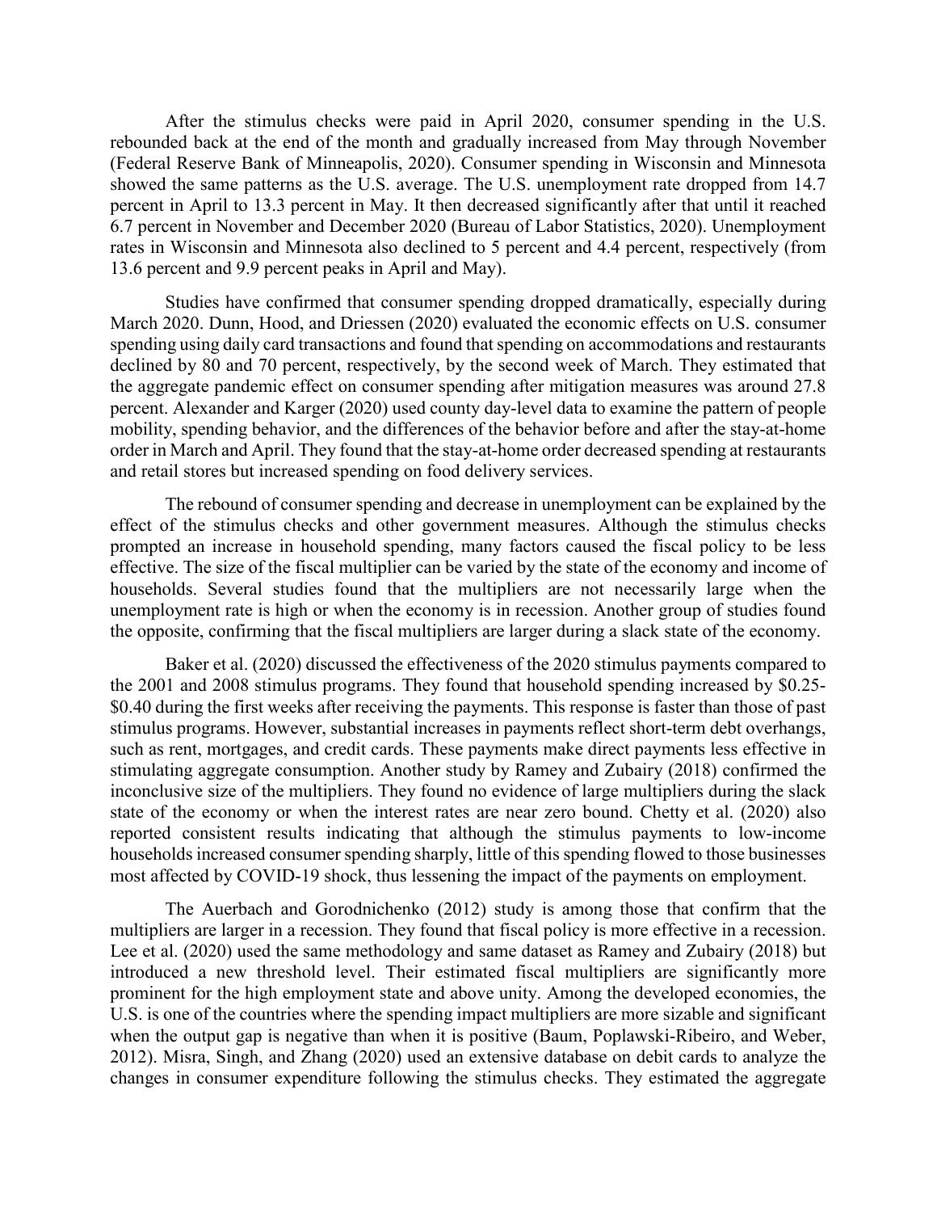After the stimulus checks were paid in April 2020, consumer spending in the U.S. rebounded back at the end of the month and gradually increased from May through November (Federal Reserve Bank of Minneapolis, 2020). Consumer spending in Wisconsin and Minnesota showed the same patterns as the U.S. average. The U.S. unemployment rate dropped from 14.7 percent in April to 13.3 percent in May. It then decreased significantly after that until it reached 6.7 percent in November and December 2020 (Bureau of Labor Statistics, 2020). Unemployment rates in Wisconsin and Minnesota also declined to 5 percent and 4.4 percent, respectively (from 13.6 percent and 9.9 percent peaks in April and May).

Studies have confirmed that consumer spending dropped dramatically, especially during March 2020. Dunn, Hood, and Driessen (2020) evaluated the economic effects on U.S. consumer spending using daily card transactions and found that spending on accommodations and restaurants declined by 80 and 70 percent, respectively, by the second week of March. They estimated that the aggregate pandemic effect on consumer spending after mitigation measures was around 27.8 percent. Alexander and Karger (2020) used county day-level data to examine the pattern of people mobility, spending behavior, and the differences of the behavior before and after the stay-at-home order in March and April. They found that the stay-at-home order decreased spending at restaurants and retail stores but increased spending on food delivery services.

The rebound of consumer spending and decrease in unemployment can be explained by the effect of the stimulus checks and other government measures. Although the stimulus checks prompted an increase in household spending, many factors caused the fiscal policy to be less effective. The size of the fiscal multiplier can be varied by the state of the economy and income of households. Several studies found that the multipliers are not necessarily large when the unemployment rate is high or when the economy is in recession. Another group of studies found the opposite, confirming that the fiscal multipliers are larger during a slack state of the economy.

Baker et al. (2020) discussed the effectiveness of the 2020 stimulus payments compared to the 2001 and 2008 stimulus programs. They found that household spending increased by $0.25-$0.40 during the first weeks after receiving the payments. This response is faster than those of past stimulus programs. However, substantial increases in payments reflect short-term debt overhangs, such as rent, mortgages, and credit cards. These payments make direct payments less effective in stimulating aggregate consumption. Another study by Ramey and Zubairy (2018) confirmed the inconclusive size of the multipliers. They found no evidence of large multipliers during the slack state of the economy or when the interest rates are near zero bound. Chetty et al. (2020) also reported consistent results indicating that although the stimulus payments to low-income households increased consumer spending sharply, little of this spending flowed to those businesses most affected by COVID-19 shock, thus lessening the impact of the payments on employment.

The Auerbach and Gorodnichenko (2012) study is among those that confirm that the multipliers are larger in a recession. They found that fiscal policy is more effective in a recession. Lee et al. (2020) used the same methodology and same dataset as Ramey and Zubairy (2018) but introduced a new threshold level. Their estimated fiscal multipliers are significantly more prominent for the high employment state and above unity. Among the developed economies, the U.S. is one of the countries where the spending impact multipliers are more sizable and significant when the output gap is negative than when it is positive (Baum, Poplawski-Ribeiro, and Weber, 2012). Misra, Singh, and Zhang (2020) used an extensive database on debit cards to analyze the changes in consumer expenditure following the stimulus checks. They estimated the aggregate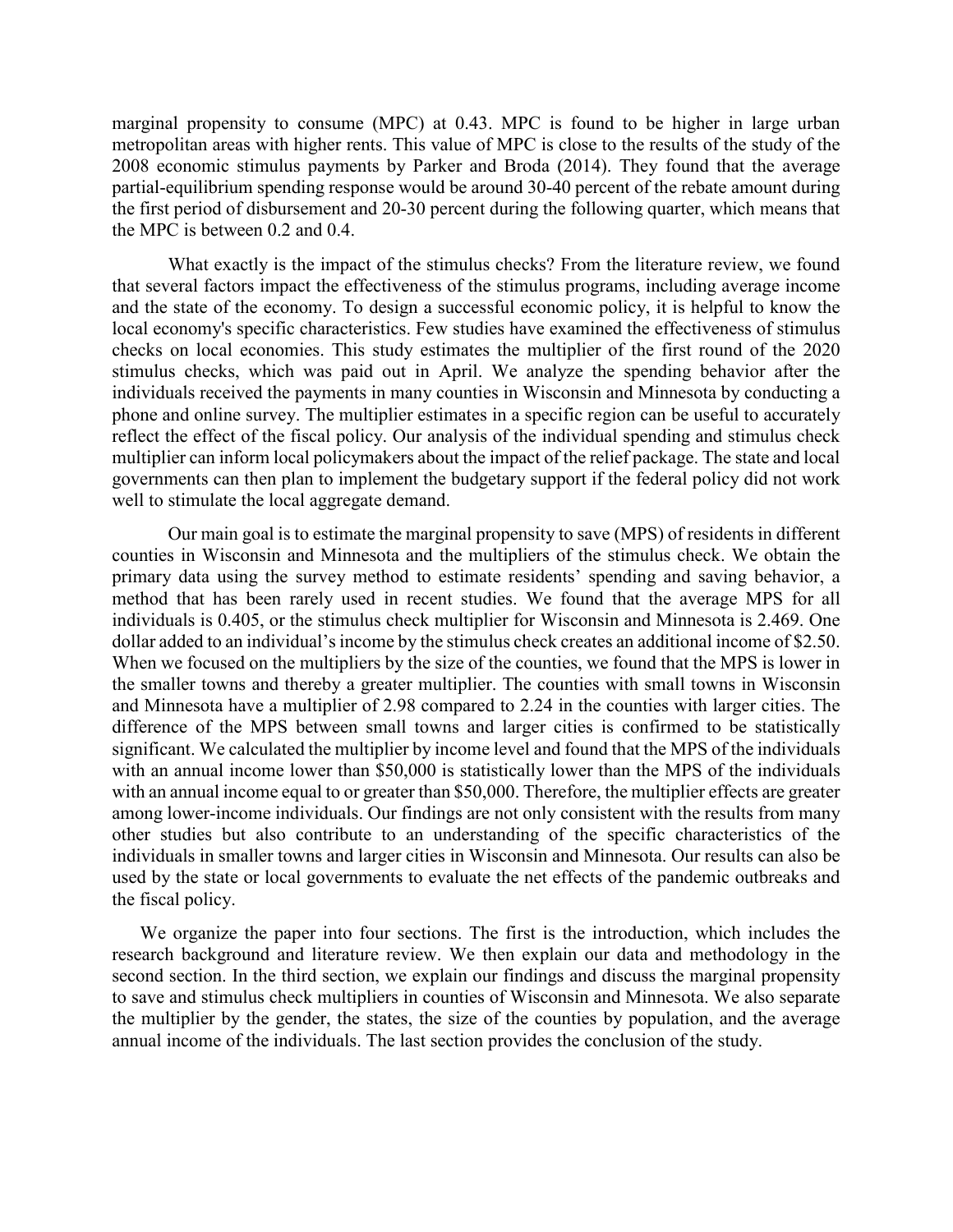marginal propensity to consume (MPC) at 0.43. MPC is found to be higher in large urban metropolitan areas with higher rents. This value of MPC is close to the results of the study of the 2008 economic stimulus payments by Parker and Broda (2014). They found that the average partial-equilibrium spending response would be around 30-40 percent of the rebate amount during the first period of disbursement and 20-30 percent during the following quarter, which means that the MPC is between 0.2 and 0.4.

What exactly is the impact of the stimulus checks? From the literature review, we found that several factors impact the effectiveness of the stimulus programs, including average income and the state of the economy. To design a successful economic policy, it is helpful to know the local economy's specific characteristics. Few studies have examined the effectiveness of stimulus checks on local economies. This study estimates the multiplier of the first round of the 2020 stimulus checks, which was paid out in April. We analyze the spending behavior after the individuals received the payments in many counties in Wisconsin and Minnesota by conducting a phone and online survey. The multiplier estimates in a specific region can be useful to accurately reflect the effect of the fiscal policy. Our analysis of the individual spending and stimulus check multiplier can inform local policymakers about the impact of the relief package. The state and local governments can then plan to implement the budgetary support if the federal policy did not work well to stimulate the local aggregate demand.

Our main goal is to estimate the marginal propensity to save (MPS) of residents in different counties in Wisconsin and Minnesota and the multipliers of the stimulus check. We obtain the primary data using the survey method to estimate residents' spending and saving behavior, a method that has been rarely used in recent studies. We found that the average MPS for all individuals is 0.405, or the stimulus check multiplier for Wisconsin and Minnesota is 2.469. One dollar added to an individual's income by the stimulus check creates an additional income of $2.50. When we focused on the multipliers by the size of the counties, we found that the MPS is lower in the smaller towns and thereby a greater multiplier. The counties with small towns in Wisconsin and Minnesota have a multiplier of 2.98 compared to 2.24 in the counties with larger cities. The difference of the MPS between small towns and larger cities is confirmed to be statistically significant. We calculated the multiplier by income level and found that the MPS of the individuals with an annual income lower than $50,000 is statistically lower than the MPS of the individuals with an annual income equal to or greater than $50,000. Therefore, the multiplier effects are greater among lower-income individuals. Our findings are not only consistent with the results from many other studies but also contribute to an understanding of the specific characteristics of the individuals in smaller towns and larger cities in Wisconsin and Minnesota. Our results can also be used by the state or local governments to evaluate the net effects of the pandemic outbreaks and the fiscal policy.

We organize the paper into four sections. The first is the introduction, which includes the research background and literature review. We then explain our data and methodology in the second section. In the third section, we explain our findings and discuss the marginal propensity to save and stimulus check multipliers in counties of Wisconsin and Minnesota. We also separate the multiplier by the gender, the states, the size of the counties by population, and the average annual income of the individuals. The last section provides the conclusion of the study.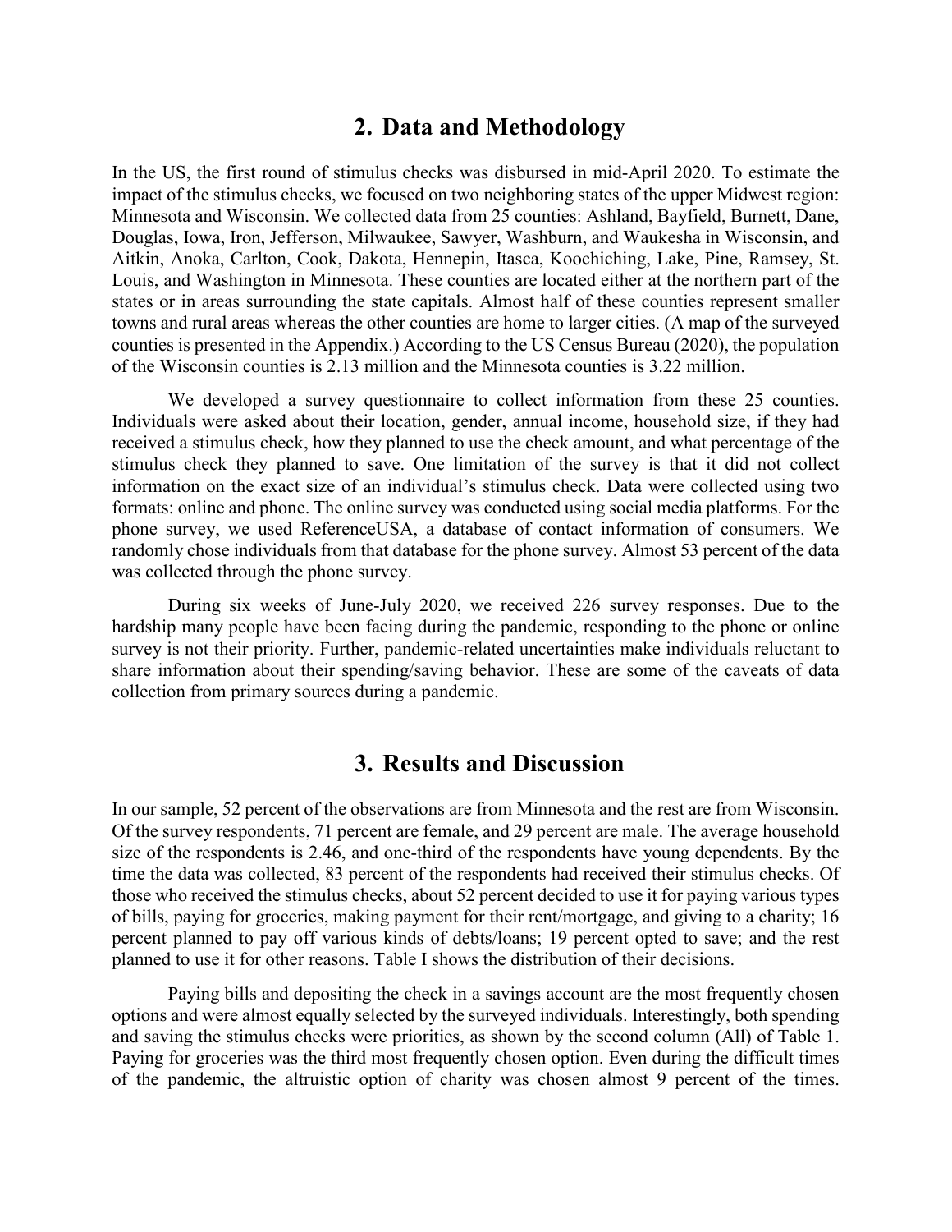## 2. Data and Methodology

In the US, the first round of stimulus checks was disbursed in mid-April 2020. To estimate the impact of the stimulus checks, we focused on two neighboring states of the upper Midwest region: Minnesota and Wisconsin. We collected data from 25 counties: Ashland, Bayfield, Burnett, Dane, Douglas, Iowa, Iron, Jefferson, Milwaukee, Sawyer, Washburn, and Waukesha in Wisconsin, and Aitkin, Anoka, Carlton, Cook, Dakota, Hennepin, Itasca, Koochiching, Lake, Pine, Ramsey, St. Louis, and Washington in Minnesota. These counties are located either at the northern part of the states or in areas surrounding the state capitals. Almost half of these counties represent smaller towns and rural areas whereas the other counties are home to larger cities. (A map of the surveyed counties is presented in the Appendix.) According to the US Census Bureau (2020), the population of the Wisconsin counties is 2.13 million and the Minnesota counties is 3.22 million.

We developed a survey questionnaire to collect information from these 25 counties. Individuals were asked about their location, gender, annual income, household size, if they had received a stimulus check, how they planned to use the check amount, and what percentage of the stimulus check they planned to save. One limitation of the survey is that it did not collect information on the exact size of an individual's stimulus check. Data were collected using two formats: online and phone. The online survey was conducted using social media platforms. For the phone survey, we used ReferenceUSA, a database of contact information of consumers. We randomly chose individuals from that database for the phone survey. Almost 53 percent of the data was collected through the phone survey.

During six weeks of June-July 2020, we received 226 survey responses. Due to the hardship many people have been facing during the pandemic, responding to the phone or online survey is not their priority. Further, pandemic-related uncertainties make individuals reluctant to share information about their spending/saving behavior. These are some of the caveats of data collection from primary sources during a pandemic.

## 3. Results and Discussion

In our sample, 52 percent of the observations are from Minnesota and the rest are from Wisconsin. Of the survey respondents, 71 percent are female, and 29 percent are male. The average household size of the respondents is 2.46, and one-third of the respondents have young dependents. By the time the data was collected, 83 percent of the respondents had received their stimulus checks. Of those who received the stimulus checks, about 52 percent decided to use it for paying various types of bills, paying for groceries, making payment for their rent/mortgage, and giving to a charity; 16 percent planned to pay off various kinds of debts/loans; 19 percent opted to save; and the rest planned to use it for other reasons. Table I shows the distribution of their decisions.

Paying bills and depositing the check in a savings account are the most frequently chosen options and were almost equally selected by the surveyed individuals. Interestingly, both spending and saving the stimulus checks were priorities, as shown by the second column (All) of Table 1. Paying for groceries was the third most frequently chosen option. Even during the difficult times of the pandemic, the altruistic option of charity was chosen almost 9 percent of the times.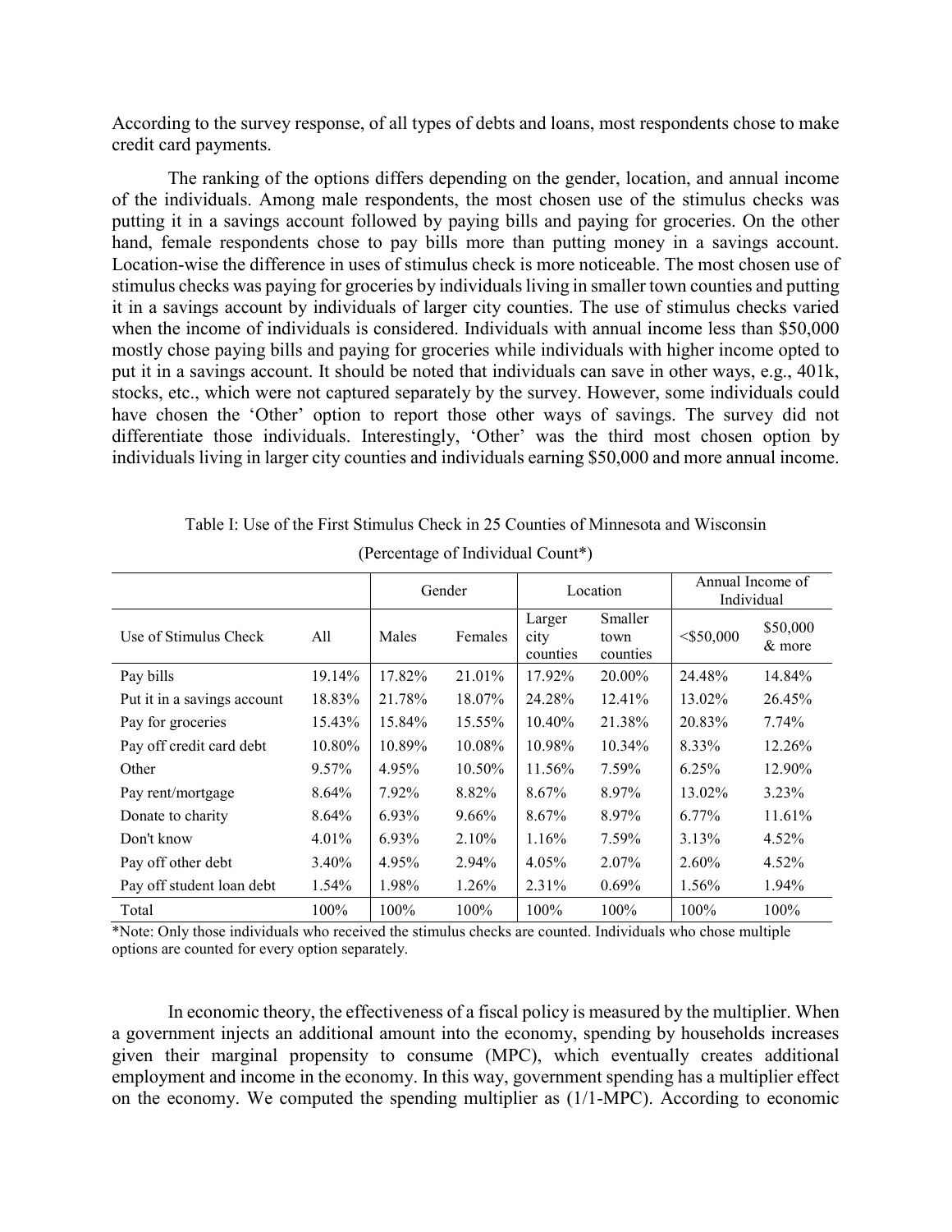According to the survey response, of all types of debts and loans, most respondents chose to make credit card payments.

The ranking of the options differs depending on the gender, location, and annual income of the individuals. Among male respondents, the most chosen use of the stimulus checks was putting it in a savings account followed by paying bills and paying for groceries. On the other hand, female respondents chose to pay bills more than putting money in a savings account. Location-wise the difference in uses of stimulus check is more noticeable. The most chosen use of stimulus checks was paying for groceries by individuals living in smaller town counties and putting it in a savings account by individuals of larger city counties. The use of stimulus checks varied when the income of individuals is considered. Individuals with annual income less than $50,000 mostly chose paying bills and paying for groceries while individuals with higher income opted to put it in a savings account. It should be noted that individuals can save in other ways, e.g., 401k, stocks, etc., which were not captured separately by the survey. However, some individuals could have chosen the 'Other' option to report those other ways of savings. The survey did not differentiate those individuals. Interestingly, 'Other' was the third most chosen option by individuals living in larger city counties and individuals earning $50,000 and more annual income.

Table I: Use of the First Stimulus Check in 25 Counties of Minnesota and Wisconsin

(Percentage of Individual Count*)

| | | Gender | | Location | | Annual Income of Individual | |
|---|---|---|---|---|---|---|---|
| Use of Stimulus Check | All | Males | Females | Larger city counties | Smaller town counties | <$50,000 | $50,000 & more |
| Pay bills | 19.14% | 17.82% | 21.01% | 17.92% | 20.00% | 24.48% | 14.84% |
| Put it in a savings account | 18.83% | 21.78% | 18.07% | 24.28% | 12.41% | 13.02% | 26.45% |
| Pay for groceries | 15.43% | 15.84% | 15.55% | 10.40% | 21.38% | 20.83% | 7.74% |
| Pay off credit card debt | 10.80% | 10.89% | 10.08% | 10.98% | 10.34% | 8.33% | 12.26% |
| Other | 9.57% | 4.95% | 10.50% | 11.56% | 7.59% | 6.25% | 12.90% |
| Pay rent/mortgage | 8.64% | 7.92% | 8.82% | 8.67% | 8.97% | 13.02% | 3.23% |
| Donate to charity | 8.64% | 6.93% | 9.66% | 8.67% | 8.97% | 6.77% | 11.61% |
| Don't know | 4.01% | 6.93% | 2.10% | 1.16% | 7.59% | 3.13% | 4.52% |
| Pay off other debt | 3.40% | 4.95% | 2.94% | 4.05% | 2.07% | 2.60% | 4.52% |
| Pay off student loan debt | 1.54% | 1.98% | 1.26% | 2.31% | 0.69% | 1.56% | 1.94% |
| Total | 100% | 100% | 100% | 100% | 100% | 100% | 100% |

*Note: Only those individuals who received the stimulus checks are counted. Individuals who chose multiple options are counted for every option separately.

In economic theory, the effectiveness of a fiscal policy is measured by the multiplier. When a government injects an additional amount into the economy, spending by households increases given their marginal propensity to consume (MPC), which eventually creates additional employment and income in the economy. In this way, government spending has a multiplier effect on the economy. We computed the spending multiplier as (1/1-MPC). According to economic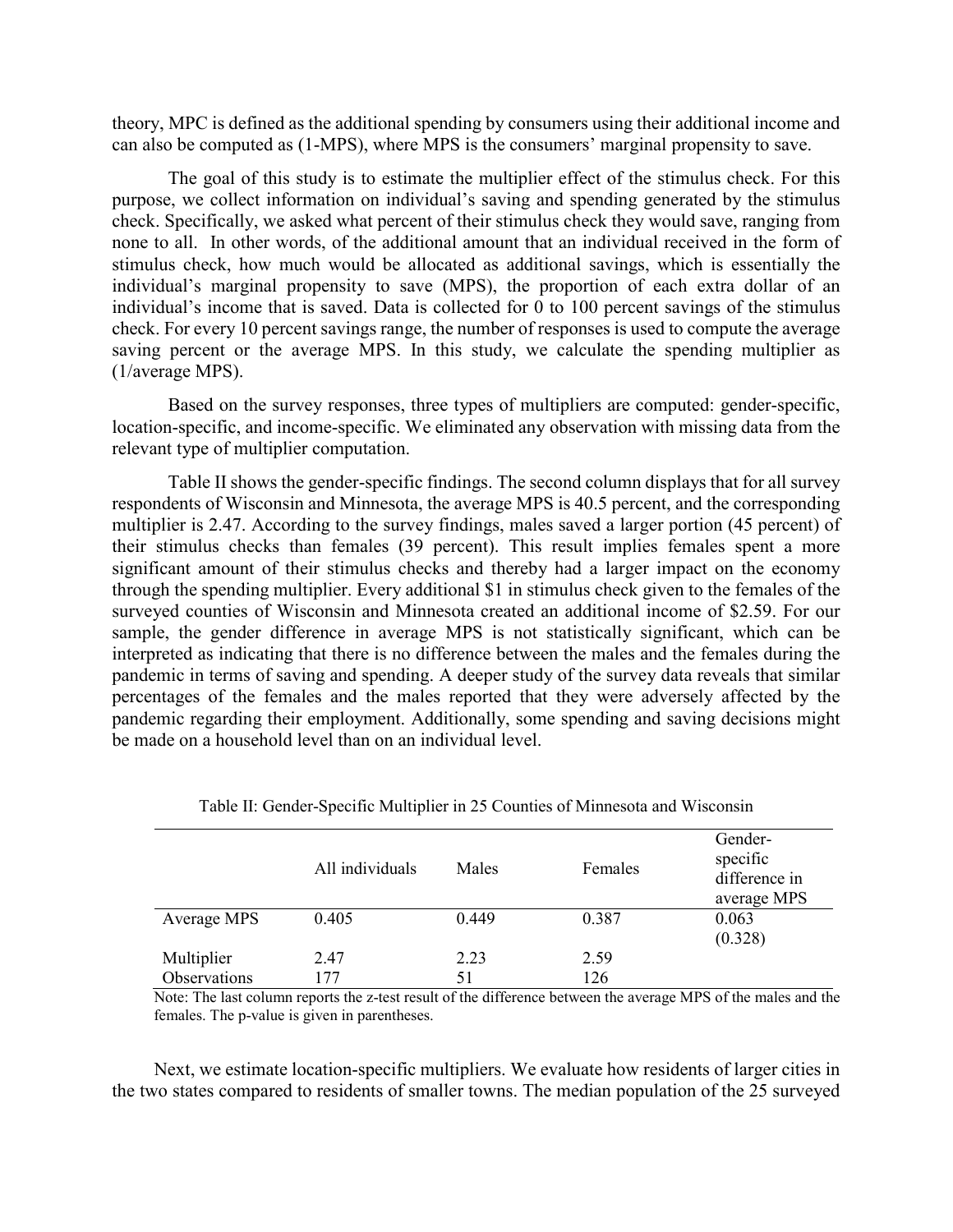theory, MPC is defined as the additional spending by consumers using their additional income and can also be computed as (1-MPS), where MPS is the consumers' marginal propensity to save.

The goal of this study is to estimate the multiplier effect of the stimulus check. For this purpose, we collect information on individual's saving and spending generated by the stimulus check. Specifically, we asked what percent of their stimulus check they would save, ranging from none to all. In other words, of the additional amount that an individual received in the form of stimulus check, how much would be allocated as additional savings, which is essentially the individual's marginal propensity to save (MPS), the proportion of each extra dollar of an individual's income that is saved. Data is collected for 0 to 100 percent savings of the stimulus check. For every 10 percent savings range, the number of responses is used to compute the average saving percent or the average MPS. In this study, we calculate the spending multiplier as (1/average MPS).

Based on the survey responses, three types of multipliers are computed: gender-specific, location-specific, and income-specific. We eliminated any observation with missing data from the relevant type of multiplier computation.

Table II shows the gender-specific findings. The second column displays that for all survey respondents of Wisconsin and Minnesota, the average MPS is 40.5 percent, and the corresponding multiplier is 2.47. According to the survey findings, males saved a larger portion (45 percent) of their stimulus checks than females (39 percent). This result implies females spent a more significant amount of their stimulus checks and thereby had a larger impact on the economy through the spending multiplier. Every additional $1 in stimulus check given to the females of the surveyed counties of Wisconsin and Minnesota created an additional income of $2.59. For our sample, the gender difference in average MPS is not statistically significant, which can be interpreted as indicating that there is no difference between the males and the females during the pandemic in terms of saving and spending. A deeper study of the survey data reveals that similar percentages of the females and the males reported that they were adversely affected by the pandemic regarding their employment. Additionally, some spending and saving decisions might be made on a household level than on an individual level.

Table II: Gender-Specific Multiplier in 25 Counties of Minnesota and Wisconsin

| | All individuals | Males | Females | Gender-specific difference in average MPS |
|---|---|---|---|---|
| Average MPS | 0.405 | 0.449 | 0.387 | 0.063 (0.328) |
| Multiplier | 2.47 | 2.23 | 2.59 | |
| Observations | 177 | 51 | 126 | |

Note: The last column reports the z-test result of the difference between the average MPS of the males and the females. The p-value is given in parentheses.

Next, we estimate location-specific multipliers. We evaluate how residents of larger cities in the two states compared to residents of smaller towns. The median population of the 25 surveyed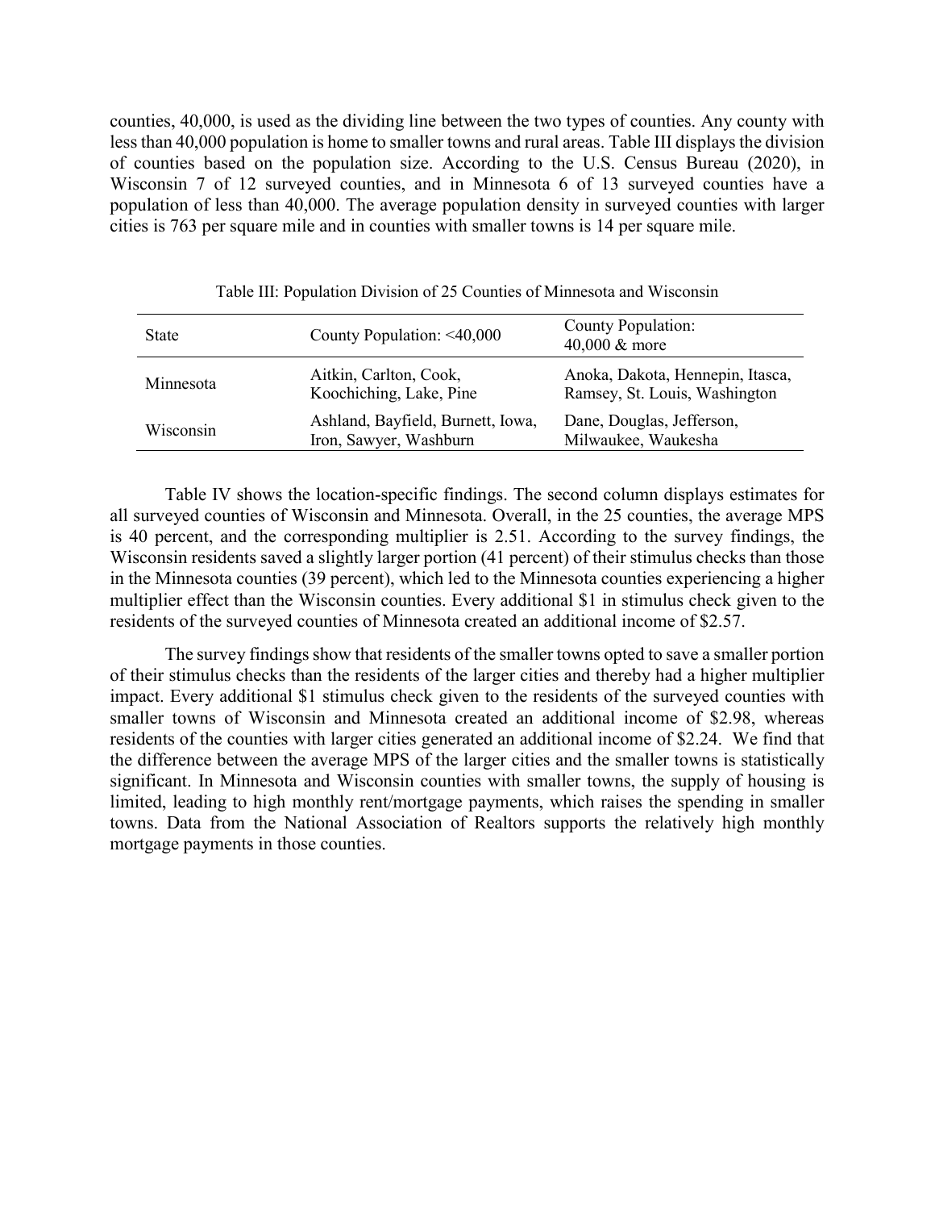counties, 40,000, is used as the dividing line between the two types of counties. Any county with less than 40,000 population is home to smaller towns and rural areas. Table III displays the division of counties based on the population size. According to the U.S. Census Bureau (2020), in Wisconsin 7 of 12 surveyed counties, and in Minnesota 6 of 13 surveyed counties have a population of less than 40,000. The average population density in surveyed counties with larger cities is 763 per square mile and in counties with smaller towns is 14 per square mile.

Table III: Population Division of 25 Counties of Minnesota and Wisconsin

| State | County Population: <40,000 | County Population: 40,000 & more |
|---|---|---|
| Minnesota | Aitkin, Carlton, Cook, Koochiching, Lake, Pine | Anoka, Dakota, Hennepin, Itasca, Ramsey, St. Louis, Washington |
| Wisconsin | Ashland, Bayfield, Burnett, Iowa, Iron, Sawyer, Washburn | Dane, Douglas, Jefferson, Milwaukee, Waukesha |

Table IV shows the location-specific findings. The second column displays estimates for all surveyed counties of Wisconsin and Minnesota. Overall, in the 25 counties, the average MPS is 40 percent, and the corresponding multiplier is 2.51. According to the survey findings, the Wisconsin residents saved a slightly larger portion (41 percent) of their stimulus checks than those in the Minnesota counties (39 percent), which led to the Minnesota counties experiencing a higher multiplier effect than the Wisconsin counties. Every additional $1 in stimulus check given to the residents of the surveyed counties of Minnesota created an additional income of $2.57.

The survey findings show that residents of the smaller towns opted to save a smaller portion of their stimulus checks than the residents of the larger cities and thereby had a higher multiplier impact. Every additional $1 stimulus check given to the residents of the surveyed counties with smaller towns of Wisconsin and Minnesota created an additional income of $2.98, whereas residents of the counties with larger cities generated an additional income of $2.24. We find that the difference between the average MPS of the larger cities and the smaller towns is statistically significant. In Minnesota and Wisconsin counties with smaller towns, the supply of housing is limited, leading to high monthly rent/mortgage payments, which raises the spending in smaller towns. Data from the National Association of Realtors supports the relatively high monthly mortgage payments in those counties.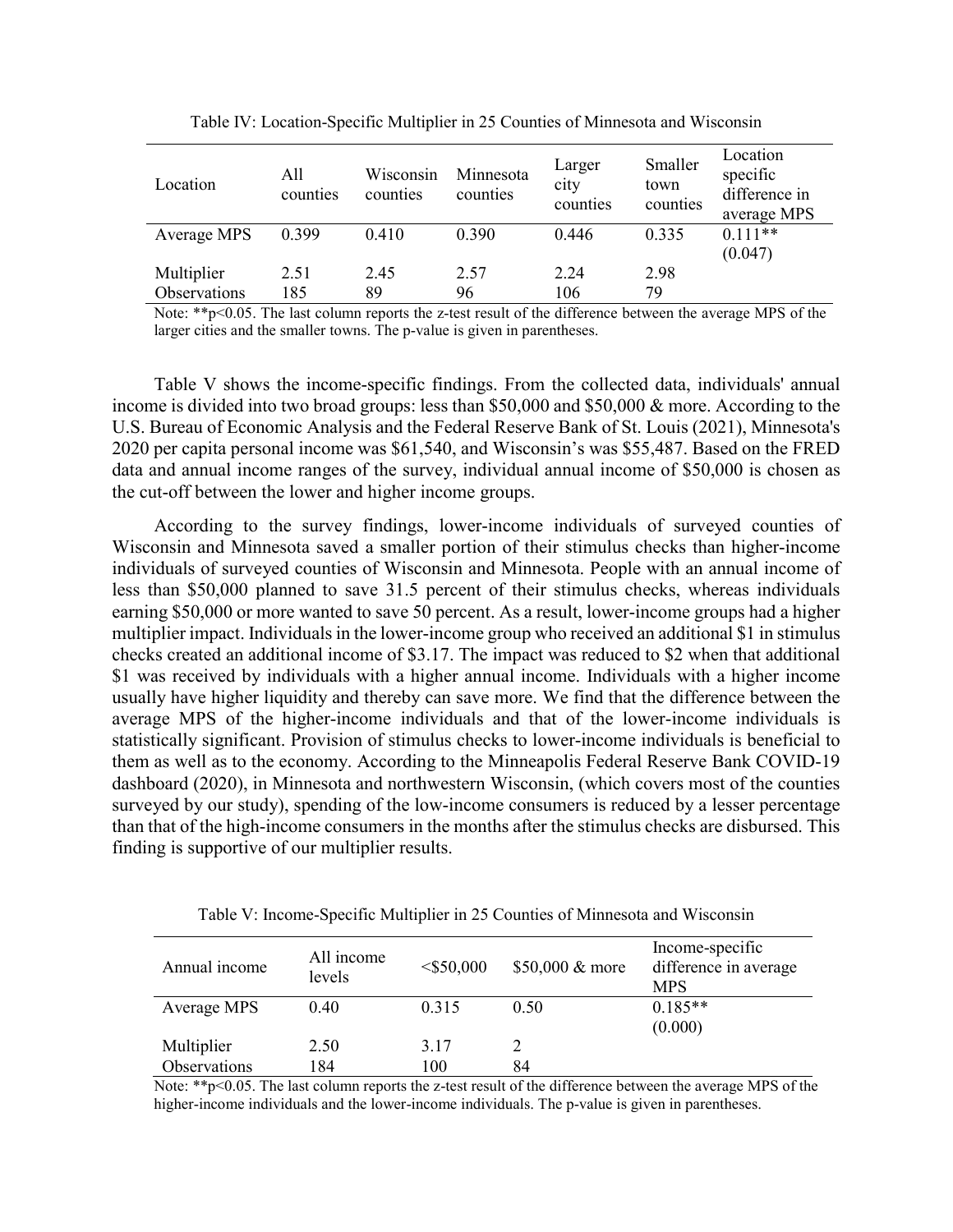Table IV: Location-Specific Multiplier in 25 Counties of Minnesota and Wisconsin

| Location | All counties | Wisconsin counties | Minnesota counties | Larger city counties | Smaller town counties | Location specific difference in average MPS |
|---|---|---|---|---|---|---|
| Average MPS | 0.399 | 0.410 | 0.390 | 0.446 | 0.335 | 0.111** (0.047) |
| Multiplier | 2.51 | 2.45 | 2.57 | 2.24 | 2.98 | |
| Observations | 185 | 89 | 96 | 106 | 79 | |

Note: **p<0.05. The last column reports the z-test result of the difference between the average MPS of the larger cities and the smaller towns. The p-value is given in parentheses.

Table V shows the income-specific findings. From the collected data, individuals' annual income is divided into two broad groups: less than $50,000 and $50,000 & more. According to the U.S. Bureau of Economic Analysis and the Federal Reserve Bank of St. Louis (2021), Minnesota's 2020 per capita personal income was $61,540, and Wisconsin's was $55,487. Based on the FRED data and annual income ranges of the survey, individual annual income of $50,000 is chosen as the cut-off between the lower and higher income groups.

According to the survey findings, lower-income individuals of surveyed counties of Wisconsin and Minnesota saved a smaller portion of their stimulus checks than higher-income individuals of surveyed counties of Wisconsin and Minnesota. People with an annual income of less than $50,000 planned to save 31.5 percent of their stimulus checks, whereas individuals earning $50,000 or more wanted to save 50 percent. As a result, lower-income groups had a higher multiplier impact. Individuals in the lower-income group who received an additional $1 in stimulus checks created an additional income of $3.17. The impact was reduced to $2 when that additional $1 was received by individuals with a higher annual income. Individuals with a higher income usually have higher liquidity and thereby can save more. We find that the difference between the average MPS of the higher-income individuals and that of the lower-income individuals is statistically significant. Provision of stimulus checks to lower-income individuals is beneficial to them as well as to the economy. According to the Minneapolis Federal Reserve Bank COVID-19 dashboard (2020), in Minnesota and northwestern Wisconsin, (which covers most of the counties surveyed by our study), spending of the low-income consumers is reduced by a lesser percentage than that of the high-income consumers in the months after the stimulus checks are disbursed. This finding is supportive of our multiplier results.

Table V: Income-Specific Multiplier in 25 Counties of Minnesota and Wisconsin

| Annual income | All income levels | <$50,000 | $50,000 & more | Income-specific difference in average MPS |
|---|---|---|---|---|
| Average MPS | 0.40 | 0.315 | 0.50 | 0.185** (0.000) |
| Multiplier | 2.50 | 3.17 | 2 | |
| Observations | 184 | 100 | 84 | |

Note: **p<0.05. The last column reports the z-test result of the difference between the average MPS of the higher-income individuals and the lower-income individuals. The p-value is given in parentheses.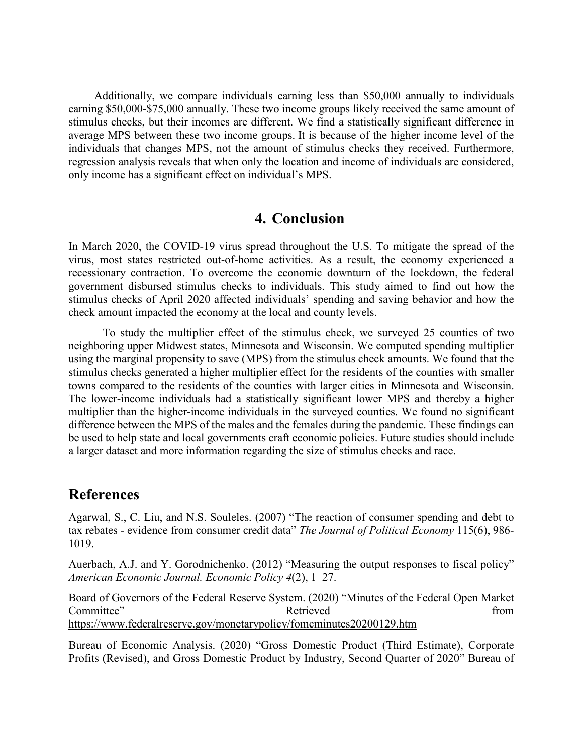Additionally, we compare individuals earning less than $50,000 annually to individuals earning $50,000-$75,000 annually. These two income groups likely received the same amount of stimulus checks, but their incomes are different. We find a statistically significant difference in average MPS between these two income groups. It is because of the higher income level of the individuals that changes MPS, not the amount of stimulus checks they received. Furthermore, regression analysis reveals that when only the location and income of individuals are considered, only income has a significant effect on individual's MPS.

## 4. Conclusion

In March 2020, the COVID-19 virus spread throughout the U.S. To mitigate the spread of the virus, most states restricted out-of-home activities. As a result, the economy experienced a recessionary contraction. To overcome the economic downturn of the lockdown, the federal government disbursed stimulus checks to individuals. This study aimed to find out how the stimulus checks of April 2020 affected individuals' spending and saving behavior and how the check amount impacted the economy at the local and county levels.

To study the multiplier effect of the stimulus check, we surveyed 25 counties of two neighboring upper Midwest states, Minnesota and Wisconsin. We computed spending multiplier using the marginal propensity to save (MPS) from the stimulus check amounts. We found that the stimulus checks generated a higher multiplier effect for the residents of the counties with smaller towns compared to the residents of the counties with larger cities in Minnesota and Wisconsin. The lower-income individuals had a statistically significant lower MPS and thereby a higher multiplier than the higher-income individuals in the surveyed counties. We found no significant difference between the MPS of the males and the females during the pandemic. These findings can be used to help state and local governments craft economic policies. Future studies should include a larger dataset and more information regarding the size of stimulus checks and race.

## References

Agarwal, S., C. Liu, and N.S. Souleles. (2007) "The reaction of consumer spending and debt to tax rebates - evidence from consumer credit data" *The Journal of Political Economy* 115(6), 986-1019.

Auerbach, A.J. and Y. Gorodnichenko. (2012) "Measuring the output responses to fiscal policy" *American Economic Journal. Economic Policy 4*(2), 1–27.

Board of Governors of the Federal Reserve System. (2020) "Minutes of the Federal Open Market Committee" Retrieved from https://www.federalreserve.gov/monetarypolicy/fomcminutes20200129.htm

Bureau of Economic Analysis. (2020) "Gross Domestic Product (Third Estimate), Corporate Profits (Revised), and Gross Domestic Product by Industry, Second Quarter of 2020" Bureau of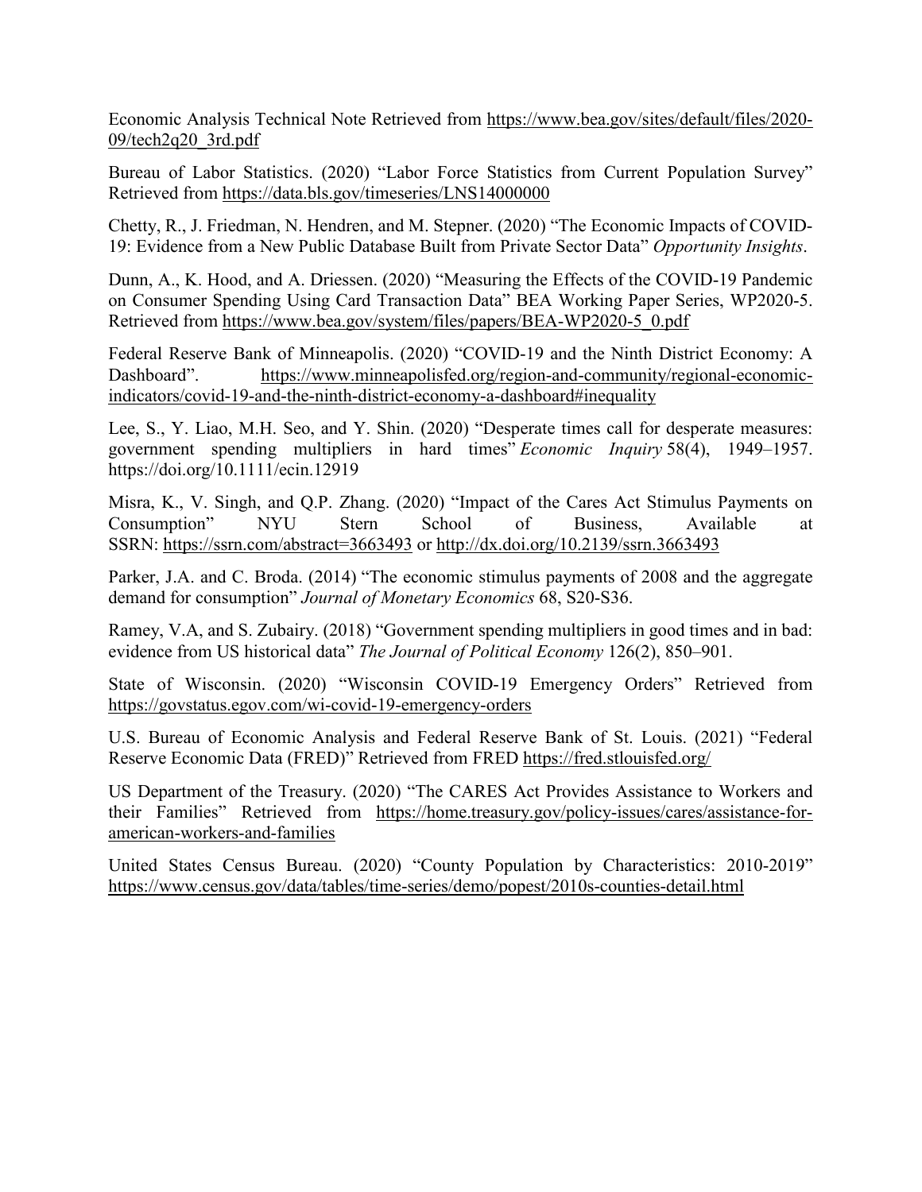Economic Analysis Technical Note Retrieved from https://www.bea.gov/sites/default/files/2020-09/tech2q20_3rd.pdf

Bureau of Labor Statistics. (2020) "Labor Force Statistics from Current Population Survey" Retrieved from https://data.bls.gov/timeseries/LNS14000000

Chetty, R., J. Friedman, N. Hendren, and M. Stepner. (2020) "The Economic Impacts of COVID-19: Evidence from a New Public Database Built from Private Sector Data" *Opportunity Insights*.

Dunn, A., K. Hood, and A. Driessen. (2020) "Measuring the Effects of the COVID-19 Pandemic on Consumer Spending Using Card Transaction Data" BEA Working Paper Series, WP2020-5. Retrieved from https://www.bea.gov/system/files/papers/BEA-WP2020-5_0.pdf

Federal Reserve Bank of Minneapolis. (2020) "COVID-19 and the Ninth District Economy: A Dashboard". https://www.minneapolisfed.org/region-and-community/regional-economic-indicators/covid-19-and-the-ninth-district-economy-a-dashboard#inequality

Lee, S., Y. Liao, M.H. Seo, and Y. Shin. (2020) "Desperate times call for desperate measures: government spending multipliers in hard times" *Economic Inquiry* 58(4), 1949–1957. https://doi.org/10.1111/ecin.12919

Misra, K., V. Singh, and Q.P. Zhang. (2020) "Impact of the Cares Act Stimulus Payments on Consumption" NYU Stern School of Business, Available at SSRN: https://ssrn.com/abstract=3663493 or http://dx.doi.org/10.2139/ssrn.3663493

Parker, J.A. and C. Broda. (2014) "The economic stimulus payments of 2008 and the aggregate demand for consumption" *Journal of Monetary Economics* 68, S20-S36.

Ramey, V.A, and S. Zubairy. (2018) "Government spending multipliers in good times and in bad: evidence from US historical data" *The Journal of Political Economy* 126(2), 850–901.

State of Wisconsin. (2020) "Wisconsin COVID-19 Emergency Orders" Retrieved from https://govstatus.egov.com/wi-covid-19-emergency-orders

U.S. Bureau of Economic Analysis and Federal Reserve Bank of St. Louis. (2021) "Federal Reserve Economic Data (FRED)" Retrieved from FRED https://fred.stlouisfed.org/

US Department of the Treasury. (2020) "The CARES Act Provides Assistance to Workers and their Families" Retrieved from https://home.treasury.gov/policy-issues/cares/assistance-for-american-workers-and-families

United States Census Bureau. (2020) "County Population by Characteristics: 2010-2019" https://www.census.gov/data/tables/time-series/demo/popest/2010s-counties-detail.html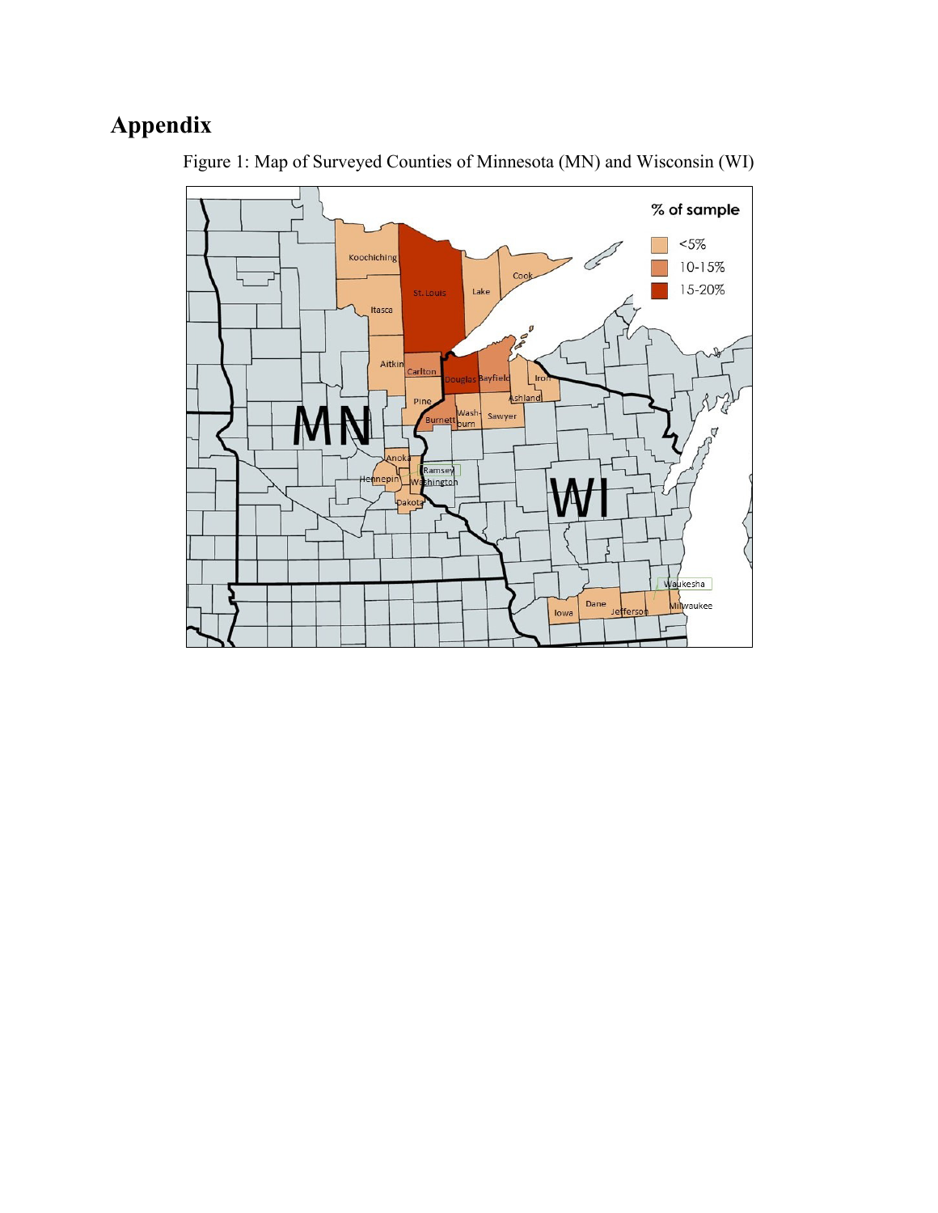# Appendix

Figure 1: Map of Surveyed Counties of Minnesota (MN) and Wisconsin (WI)

% of sample

<5%

10-15%

15-20%

MN

WI

Koochiching

St. Louis

Lake

Cook

Itasca

Aitkin

Carlton

Douglas

Bayfield

Iron

Ashland

Pine

Burnett

Wash-burn

Sawyer

Anoka

Ramsey

Hennepin

Washington

Dakota

Waukesha

Milwaukee

Iowa

Dane

Jefferson